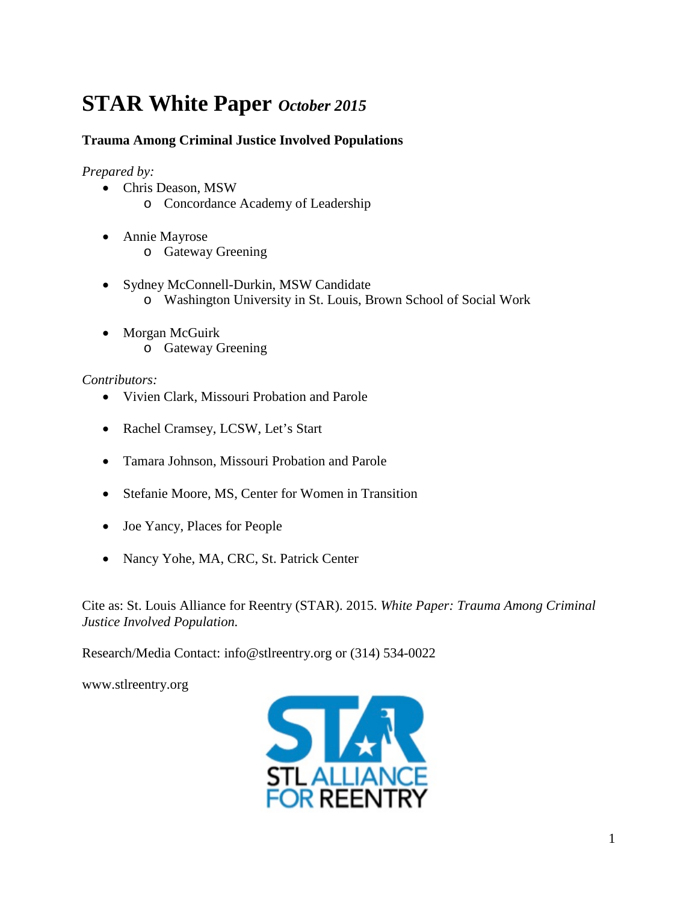# STAR White Paper *October 2015*

**Trauma Among Criminal Justice Involved Populations**

*Prepared by:*

- Chris Deason, MSW
  - Concordance Academy of Leadership
- Annie Mayrose
  - Gateway Greening
- Sydney McConnell-Durkin, MSW Candidate
  - Washington University in St. Louis, Brown School of Social Work
- Morgan McGuirk
  - Gateway Greening

*Contributors:*

- Vivien Clark, Missouri Probation and Parole
- Rachel Cramsey, LCSW, Let's Start
- Tamara Johnson, Missouri Probation and Parole
- Stefanie Moore, MS, Center for Women in Transition
- Joe Yancy, Places for People
- Nancy Yohe, MA, CRC, St. Patrick Center

Cite as: St. Louis Alliance for Reentry (STAR). 2015. *White Paper: Trauma Among Criminal Justice Involved Population.*

Research/Media Contact: info@stlreentry.org or (314) 534-0022

www.stlreentry.org

STL ALLIANCE FOR REENTRY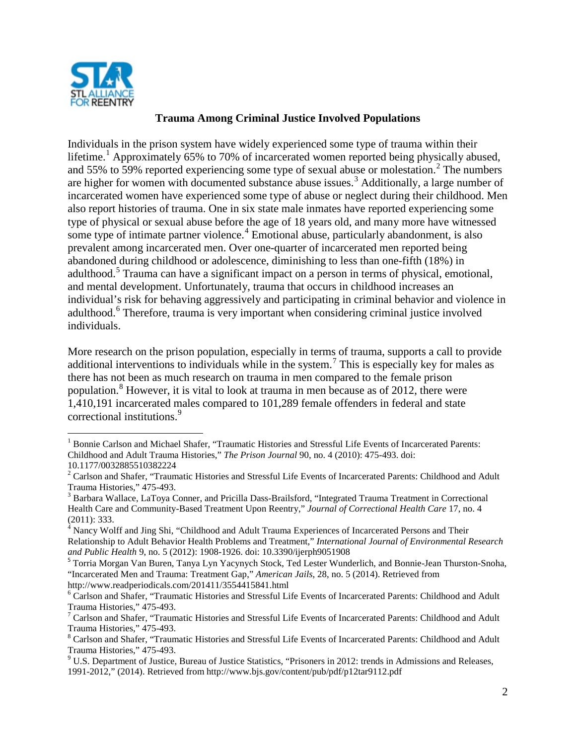## Trauma Among Criminal Justice Involved Populations

Individuals in the prison system have widely experienced some type of trauma within their lifetime.[1] Approximately 65% to 70% of incarcerated women reported being physically abused, and 55% to 59% reported experiencing some type of sexual abuse or molestation.[2] The numbers are higher for women with documented substance abuse issues.[3] Additionally, a large number of incarcerated women have experienced some type of abuse or neglect during their childhood. Men also report histories of trauma. One in six state male inmates have reported experiencing some type of physical or sexual abuse before the age of 18 years old, and many more have witnessed some type of intimate partner violence.[4] Emotional abuse, particularly abandonment, is also prevalent among incarcerated men. Over one-quarter of incarcerated men reported being abandoned during childhood or adolescence, diminishing to less than one-fifth (18%) in adulthood.[5] Trauma can have a significant impact on a person in terms of physical, emotional, and mental development. Unfortunately, trauma that occurs in childhood increases an individual's risk for behaving aggressively and participating in criminal behavior and violence in adulthood.[6] Therefore, trauma is very important when considering criminal justice involved individuals.

More research on the prison population, especially in terms of trauma, supports a call to provide additional interventions to individuals while in the system.[7] This is especially key for males as there has not been as much research on trauma in men compared to the female prison population.[8] However, it is vital to look at trauma in men because as of 2012, there were 1,410,191 incarcerated males compared to 101,289 female offenders in federal and state correctional institutions.[9]

---

[1] Bonnie Carlson and Michael Shafer, "Traumatic Histories and Stressful Life Events of Incarcerated Parents: Childhood and Adult Trauma Histories," *The Prison Journal* 90, no. 4 (2010): 475-493. doi: 10.1177/0032885510382224

[2] Carlson and Shafer, "Traumatic Histories and Stressful Life Events of Incarcerated Parents: Childhood and Adult Trauma Histories," 475-493.

[3] Barbara Wallace, LaToya Conner, and Pricilla Dass-Brailsford, "Integrated Trauma Treatment in Correctional Health Care and Community-Based Treatment Upon Reentry," *Journal of Correctional Health Care* 17, no. 4 (2011): 333.

[4] Nancy Wolff and Jing Shi, "Childhood and Adult Trauma Experiences of Incarcerated Persons and Their Relationship to Adult Behavior Health Problems and Treatment," *International Journal of Environmental Research and Public Health* 9, no. 5 (2012): 1908-1926. doi: 10.3390/ijerph9051908

[5] Torria Morgan Van Buren, Tanya Lyn Yacynych Stock, Ted Lester Wunderlich, and Bonnie-Jean Thurston-Snoha, "Incarcerated Men and Trauma: Treatment Gap," *American Jails*, 28, no. 5 (2014). Retrieved from http://www.readperiodicals.com/201411/3554415841.html

[6] Carlson and Shafer, "Traumatic Histories and Stressful Life Events of Incarcerated Parents: Childhood and Adult Trauma Histories," 475-493.

[7] Carlson and Shafer, "Traumatic Histories and Stressful Life Events of Incarcerated Parents: Childhood and Adult Trauma Histories," 475-493.

[8] Carlson and Shafer, "Traumatic Histories and Stressful Life Events of Incarcerated Parents: Childhood and Adult Trauma Histories," 475-493.

[9] U.S. Department of Justice, Bureau of Justice Statistics, "Prisoners in 2012: trends in Admissions and Releases, 1991-2012," (2014). Retrieved from http://www.bjs.gov/content/pub/pdf/p12tar9112.pdf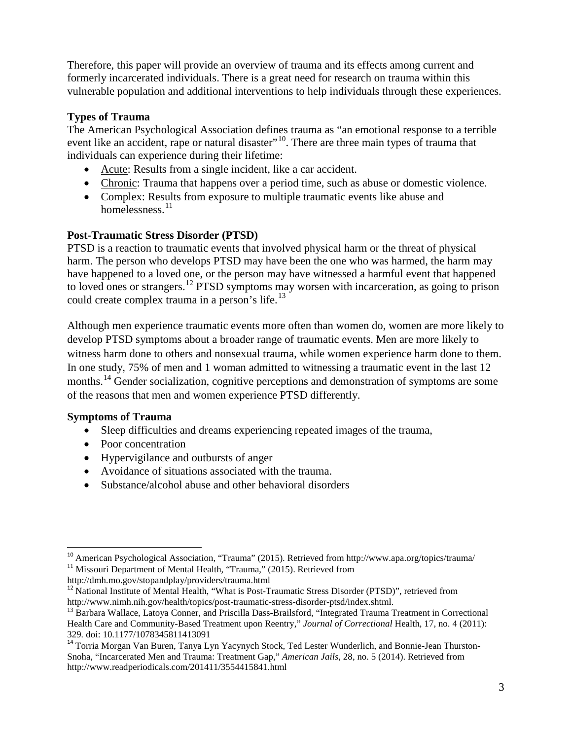Therefore, this paper will provide an overview of trauma and its effects among current and formerly incarcerated individuals. There is a great need for research on trauma within this vulnerable population and additional interventions to help individuals through these experiences.

### Types of Trauma

The American Psychological Association defines trauma as "an emotional response to a terrible event like an accident, rape or natural disaster"[10]. There are three main types of trauma that individuals can experience during their lifetime:

- Acute: Results from a single incident, like a car accident.
- Chronic: Trauma that happens over a period time, such as abuse or domestic violence.
- Complex: Results from exposure to multiple traumatic events like abuse and homelessness.[11]

### Post-Traumatic Stress Disorder (PTSD)

PTSD is a reaction to traumatic events that involved physical harm or the threat of physical harm. The person who develops PTSD may have been the one who was harmed, the harm may have happened to a loved one, or the person may have witnessed a harmful event that happened to loved ones or strangers.[12] PTSD symptoms may worsen with incarceration, as going to prison could create complex trauma in a person's life.[13]

Although men experience traumatic events more often than women do, women are more likely to develop PTSD symptoms about a broader range of traumatic events. Men are more likely to witness harm done to others and nonsexual trauma, while women experience harm done to them. In one study, 75% of men and 1 woman admitted to witnessing a traumatic event in the last 12 months.[14] Gender socialization, cognitive perceptions and demonstration of symptoms are some of the reasons that men and women experience PTSD differently.

### Symptoms of Trauma

- Sleep difficulties and dreams experiencing repeated images of the trauma,
- Poor concentration
- Hypervigilance and outbursts of anger
- Avoidance of situations associated with the trauma.
- Substance/alcohol abuse and other behavioral disorders

---

[10] American Psychological Association, "Trauma" (2015). Retrieved from http://www.apa.org/topics/trauma/

[11] Missouri Department of Mental Health, "Trauma," (2015). Retrieved from http://dmh.mo.gov/stopandplay/providers/trauma.html

[12] National Institute of Mental Health, "What is Post-Traumatic Stress Disorder (PTSD)", retrieved from http://www.nimh.nih.gov/health/topics/post-traumatic-stress-disorder-ptsd/index.shtml.

[13] Barbara Wallace, Latoya Conner, and Priscilla Dass-Brailsford, "Integrated Trauma Treatment in Correctional Health Care and Community-Based Treatment upon Reentry," *Journal of Correctional* Health, 17, no. 4 (2011): 329. doi: 10.1177/1078345811413091

[14] Torria Morgan Van Buren, Tanya Lyn Yacynych Stock, Ted Lester Wunderlich, and Bonnie-Jean Thurston-Snoha, "Incarcerated Men and Trauma: Treatment Gap," *American Jails*, 28, no. 5 (2014). Retrieved from http://www.readperiodicals.com/201411/3554415841.html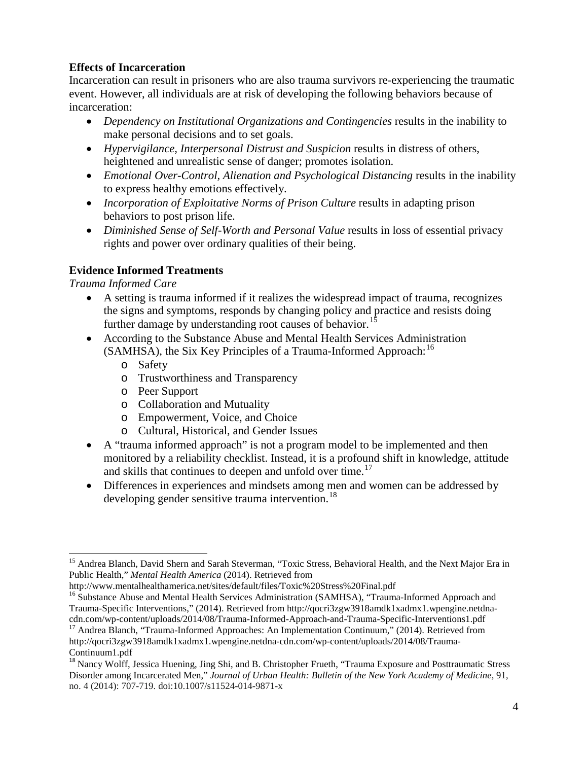**Effects of Incarceration**

Incarceration can result in prisoners who are also trauma survivors re-experiencing the traumatic event. However, all individuals are at risk of developing the following behaviors because of incarceration:

- *Dependency on Institutional Organizations and Contingencies* results in the inability to make personal decisions and to set goals.
- *Hypervigilance, Interpersonal Distrust and Suspicion* results in distress of others, heightened and unrealistic sense of danger; promotes isolation.
- *Emotional Over-Control, Alienation and Psychological Distancing* results in the inability to express healthy emotions effectively.
- *Incorporation of Exploitative Norms of Prison Culture* results in adapting prison behaviors to post prison life.
- *Diminished Sense of Self-Worth and Personal Value* results in loss of essential privacy rights and power over ordinary qualities of their being.

**Evidence Informed Treatments**

*Trauma Informed Care*

- A setting is trauma informed if it realizes the widespread impact of trauma, recognizes the signs and symptoms, responds by changing policy and practice and resists doing further damage by understanding root causes of behavior.[15]
- According to the Substance Abuse and Mental Health Services Administration (SAMHSA), the Six Key Principles of a Trauma-Informed Approach:[16]
  - Safety
  - Trustworthiness and Transparency
  - Peer Support
  - Collaboration and Mutuality
  - Empowerment, Voice, and Choice
  - Cultural, Historical, and Gender Issues
- A "trauma informed approach" is not a program model to be implemented and then monitored by a reliability checklist. Instead, it is a profound shift in knowledge, attitude and skills that continues to deepen and unfold over time.[17]
- Differences in experiences and mindsets among men and women can be addressed by developing gender sensitive trauma intervention.[18]

---

[15] Andrea Blanch, David Shern and Sarah Steverman, "Toxic Stress, Behavioral Health, and the Next Major Era in Public Health," *Mental Health America* (2014). Retrieved from http://www.mentalhealthamerica.net/sites/default/files/Toxic%20Stress%20Final.pdf

[16] Substance Abuse and Mental Health Services Administration (SAMHSA), "Trauma-Informed Approach and Trauma-Specific Interventions," (2014). Retrieved from http://qocri3zgw3918amdk1xadmx1.wpengine.netdna-cdn.com/wp-content/uploads/2014/08/Trauma-Informed-Approach-and-Trauma-Specific-Interventions1.pdf

[17] Andrea Blanch, "Trauma-Informed Approaches: An Implementation Continuum," (2014). Retrieved from http://qocri3zgw3918amdk1xadmx1.wpengine.netdna-cdn.com/wp-content/uploads/2014/08/Trauma-Continuum1.pdf

[18] Nancy Wolff, Jessica Huening, Jing Shi, and B. Christopher Frueth, "Trauma Exposure and Posttraumatic Stress Disorder among Incarcerated Men," *Journal of Urban Health: Bulletin of the New York Academy of Medicine,* 91, no. 4 (2014): 707-719. doi:10.1007/s11524-014-9871-x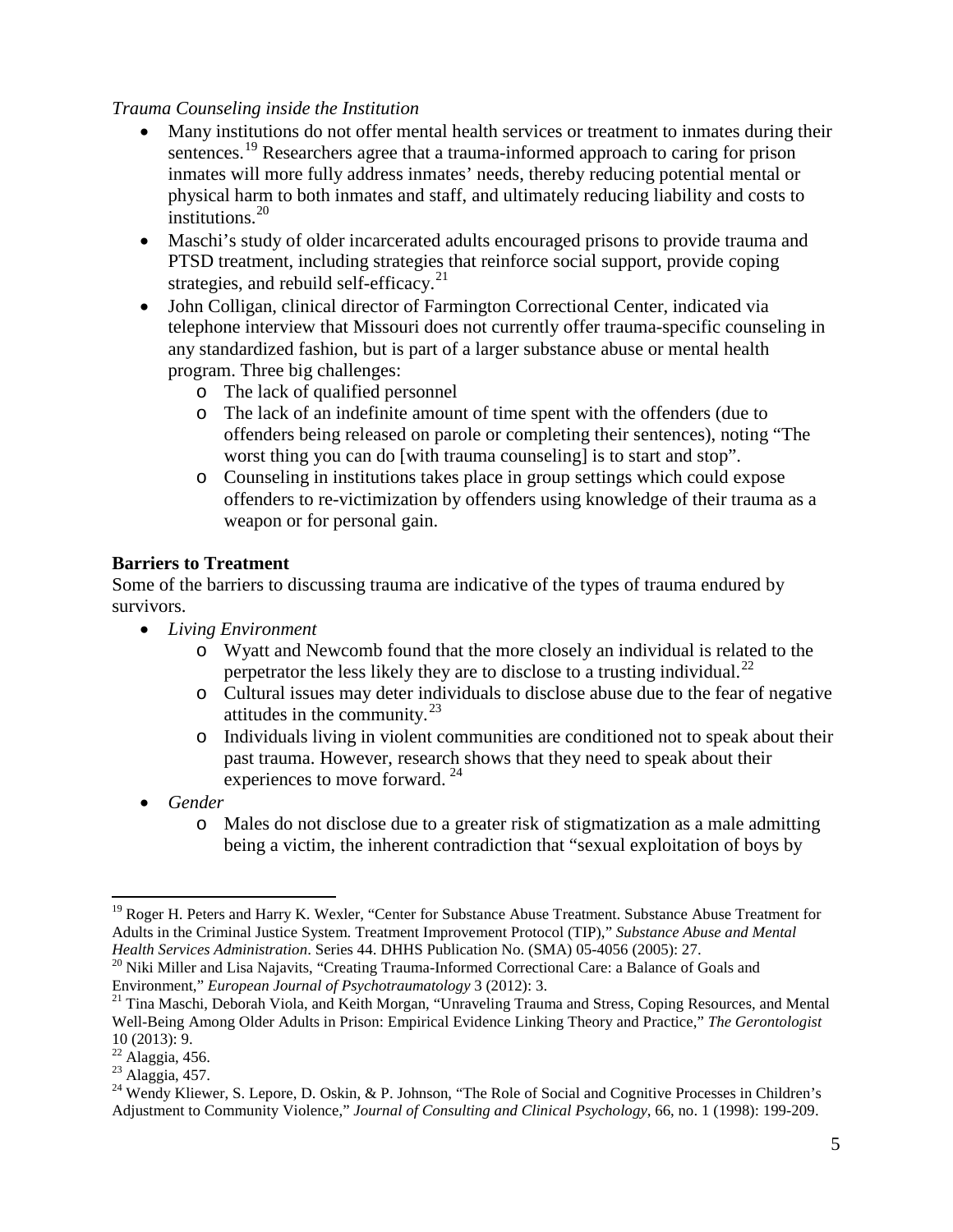*Trauma Counseling inside the Institution*

- Many institutions do not offer mental health services or treatment to inmates during their sentences.[19] Researchers agree that a trauma-informed approach to caring for prison inmates will more fully address inmates' needs, thereby reducing potential mental or physical harm to both inmates and staff, and ultimately reducing liability and costs to institutions.[20]
- Maschi's study of older incarcerated adults encouraged prisons to provide trauma and PTSD treatment, including strategies that reinforce social support, provide coping strategies, and rebuild self-efficacy.[21]
- John Colligan, clinical director of Farmington Correctional Center, indicated via telephone interview that Missouri does not currently offer trauma-specific counseling in any standardized fashion, but is part of a larger substance abuse or mental health program. Three big challenges:
  - The lack of qualified personnel
  - The lack of an indefinite amount of time spent with the offenders (due to offenders being released on parole or completing their sentences), noting "The worst thing you can do [with trauma counseling] is to start and stop".
  - Counseling in institutions takes place in group settings which could expose offenders to re-victimization by offenders using knowledge of their trauma as a weapon or for personal gain.

**Barriers to Treatment**

Some of the barriers to discussing trauma are indicative of the types of trauma endured by survivors.

- *Living Environment*
  - Wyatt and Newcomb found that the more closely an individual is related to the perpetrator the less likely they are to disclose to a trusting individual.[22]
  - Cultural issues may deter individuals to disclose abuse due to the fear of negative attitudes in the community.[23]
  - Individuals living in violent communities are conditioned not to speak about their past trauma. However, research shows that they need to speak about their experiences to move forward. [24]
- *Gender*
  - Males do not disclose due to a greater risk of stigmatization as a male admitting being a victim, the inherent contradiction that "sexual exploitation of boys by

---

[19] Roger H. Peters and Harry K. Wexler, "Center for Substance Abuse Treatment. Substance Abuse Treatment for Adults in the Criminal Justice System. Treatment Improvement Protocol (TIP)," *Substance Abuse and Mental Health Services Administration*. Series 44. DHHS Publication No. (SMA) 05-4056 (2005): 27.

[20] Niki Miller and Lisa Najavits, "Creating Trauma-Informed Correctional Care: a Balance of Goals and Environment," *European Journal of Psychotraumatology* 3 (2012): 3.

[21] Tina Maschi, Deborah Viola, and Keith Morgan, "Unraveling Trauma and Stress, Coping Resources, and Mental Well-Being Among Older Adults in Prison: Empirical Evidence Linking Theory and Practice," *The Gerontologist* 10 (2013): 9.

[22] Alaggia, 456.

[23] Alaggia, 457.

[24] Wendy Kliewer, S. Lepore, D. Oskin, & P. Johnson, "The Role of Social and Cognitive Processes in Children's Adjustment to Community Violence," *Journal of Consulting and Clinical Psychology*, 66, no. 1 (1998): 199-209.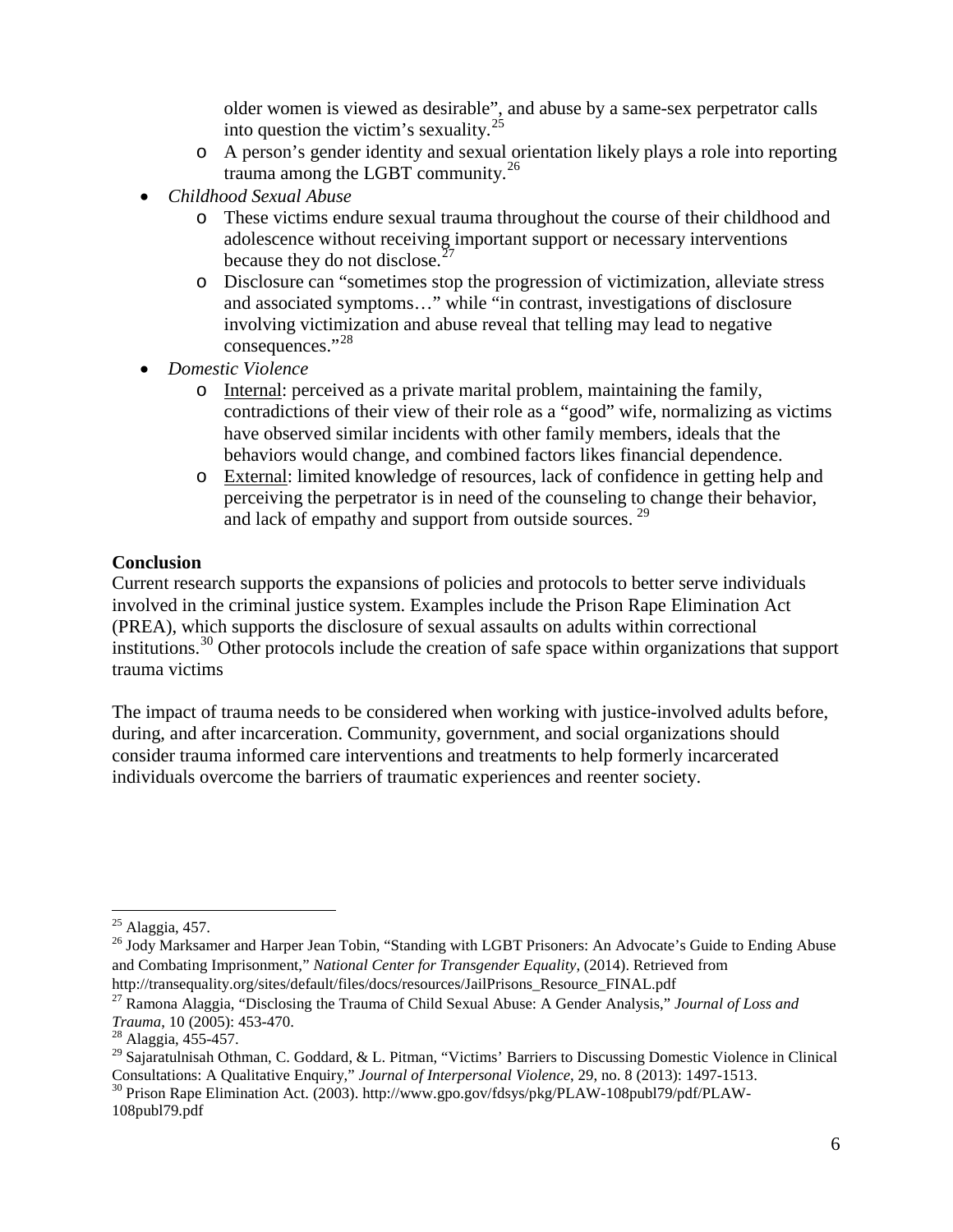older women is viewed as desirable", and abuse by a same-sex perpetrator calls into question the victim's sexuality.[25]
  - A person's gender identity and sexual orientation likely plays a role into reporting trauma among the LGBT community.[26]
- *Childhood Sexual Abuse*
  - These victims endure sexual trauma throughout the course of their childhood and adolescence without receiving important support or necessary interventions because they do not disclose.[27]
  - Disclosure can "sometimes stop the progression of victimization, alleviate stress and associated symptoms…" while "in contrast, investigations of disclosure involving victimization and abuse reveal that telling may lead to negative consequences."[28]
- *Domestic Violence*
  - <u>Internal</u>: perceived as a private marital problem, maintaining the family, contradictions of their view of their role as a "good" wife, normalizing as victims have observed similar incidents with other family members, ideals that the behaviors would change, and combined factors likes financial dependence.
  - <u>External</u>: limited knowledge of resources, lack of confidence in getting help and perceiving the perpetrator is in need of the counseling to change their behavior, and lack of empathy and support from outside sources. [29]

**Conclusion**

Current research supports the expansions of policies and protocols to better serve individuals involved in the criminal justice system. Examples include the Prison Rape Elimination Act (PREA), which supports the disclosure of sexual assaults on adults within correctional institutions.[30] Other protocols include the creation of safe space within organizations that support trauma victims

The impact of trauma needs to be considered when working with justice-involved adults before, during, and after incarceration. Community, government, and social organizations should consider trauma informed care interventions and treatments to help formerly incarcerated individuals overcome the barriers of traumatic experiences and reenter society.

---

[25] Alaggia, 457.

[26] Jody Marksamer and Harper Jean Tobin, "Standing with LGBT Prisoners: An Advocate's Guide to Ending Abuse and Combating Imprisonment," *National Center for Transgender Equality*, (2014). Retrieved from http://transequality.org/sites/default/files/docs/resources/JailPrisons_Resource_FINAL.pdf

[27] Ramona Alaggia, "Disclosing the Trauma of Child Sexual Abuse: A Gender Analysis," *Journal of Loss and Trauma*, 10 (2005): 453-470.

[28] Alaggia, 455-457.

[29] Sajaratulnisah Othman, C. Goddard, & L. Pitman, "Victims' Barriers to Discussing Domestic Violence in Clinical Consultations: A Qualitative Enquiry," *Journal of Interpersonal Violence*, 29, no. 8 (2013): 1497-1513.

[30] Prison Rape Elimination Act. (2003). http://www.gpo.gov/fdsys/pkg/PLAW-108publ79/pdf/PLAW-108publ79.pdf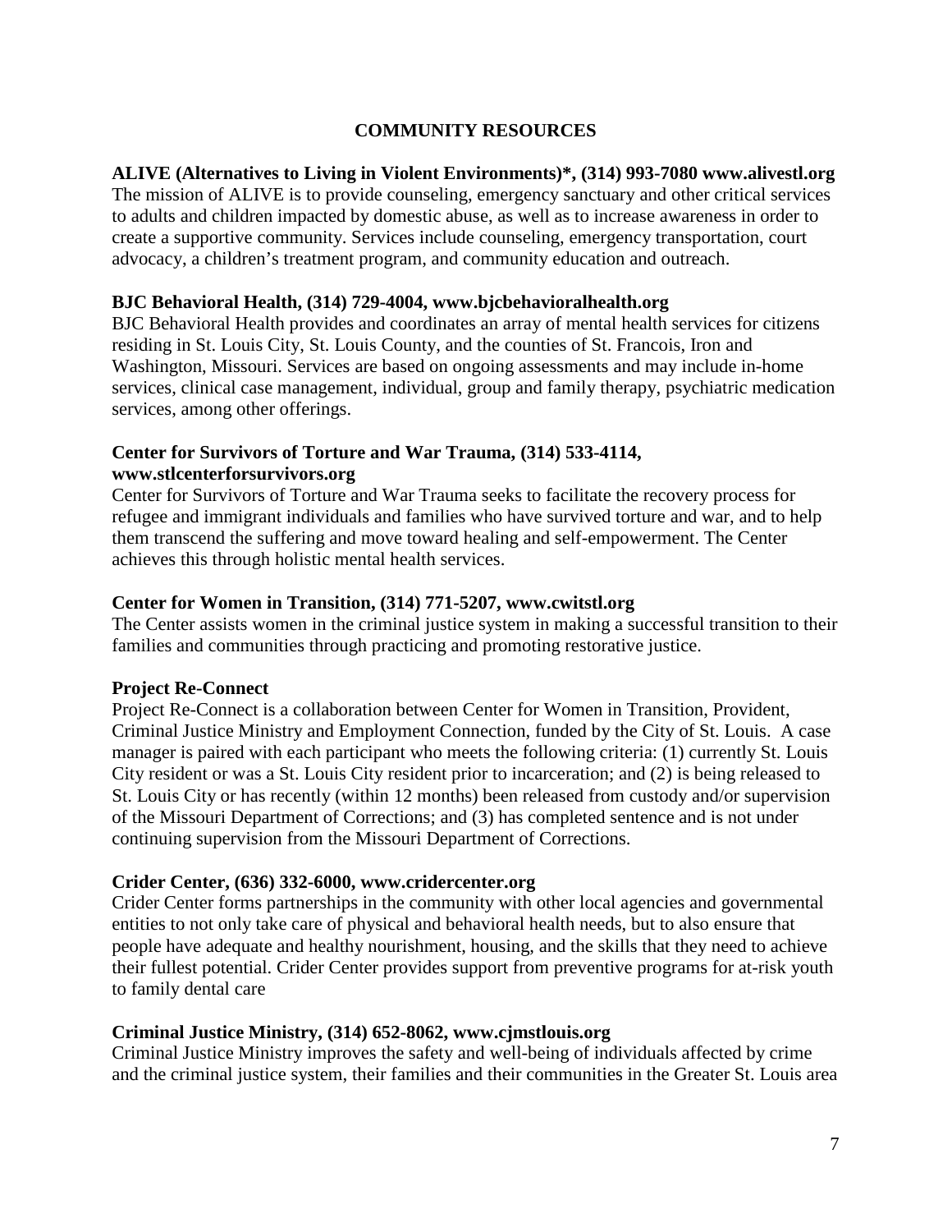# COMMUNITY RESOURCES

**ALIVE (Alternatives to Living in Violent Environments)*, (314) 993-7080 www.alivestl.org**
The mission of ALIVE is to provide counseling, emergency sanctuary and other critical services to adults and children impacted by domestic abuse, as well as to increase awareness in order to create a supportive community. Services include counseling, emergency transportation, court advocacy, a children's treatment program, and community education and outreach.

**BJC Behavioral Health, (314) 729-4004, www.bjcbehavioralhealth.org**
BJC Behavioral Health provides and coordinates an array of mental health services for citizens residing in St. Louis City, St. Louis County, and the counties of St. Francois, Iron and Washington, Missouri. Services are based on ongoing assessments and may include in-home services, clinical case management, individual, group and family therapy, psychiatric medication services, among other offerings.

**Center for Survivors of Torture and War Trauma, (314) 533-4114, www.stlcenterforsurvivors.org**
Center for Survivors of Torture and War Trauma seeks to facilitate the recovery process for refugee and immigrant individuals and families who have survived torture and war, and to help them transcend the suffering and move toward healing and self-empowerment. The Center achieves this through holistic mental health services.

**Center for Women in Transition, (314) 771-5207, www.cwitstl.org**
The Center assists women in the criminal justice system in making a successful transition to their families and communities through practicing and promoting restorative justice.

**Project Re-Connect**
Project Re-Connect is a collaboration between Center for Women in Transition, Provident, Criminal Justice Ministry and Employment Connection, funded by the City of St. Louis. A case manager is paired with each participant who meets the following criteria: (1) currently St. Louis City resident or was a St. Louis City resident prior to incarceration; and (2) is being released to St. Louis City or has recently (within 12 months) been released from custody and/or supervision of the Missouri Department of Corrections; and (3) has completed sentence and is not under continuing supervision from the Missouri Department of Corrections.

**Crider Center, (636) 332-6000, www.cridercenter.org**
Crider Center forms partnerships in the community with other local agencies and governmental entities to not only take care of physical and behavioral health needs, but to also ensure that people have adequate and healthy nourishment, housing, and the skills that they need to achieve their fullest potential. Crider Center provides support from preventive programs for at-risk youth to family dental care

**Criminal Justice Ministry, (314) 652-8062, www.cjmstlouis.org**
Criminal Justice Ministry improves the safety and well-being of individuals affected by crime and the criminal justice system, their families and their communities in the Greater St. Louis area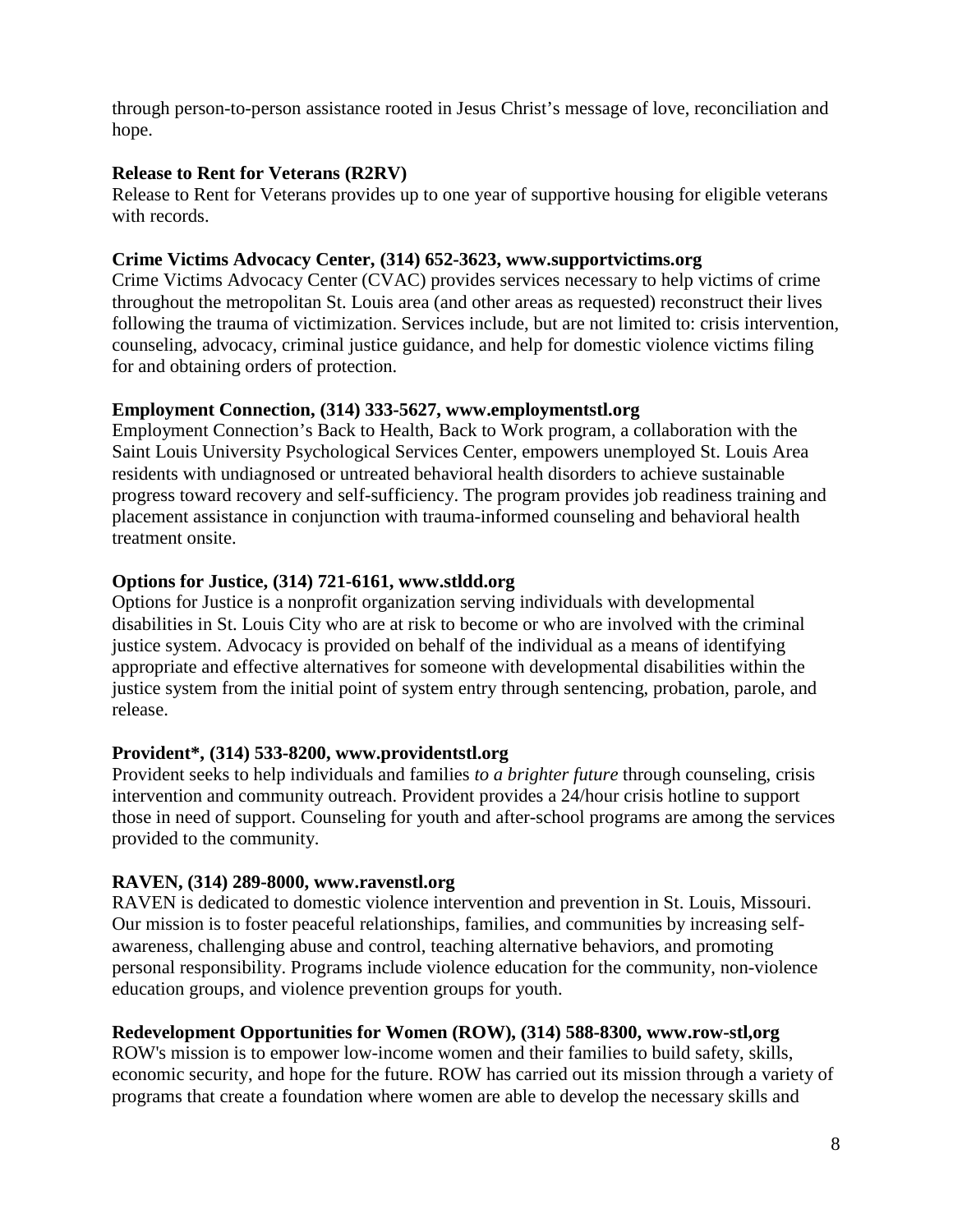through person-to-person assistance rooted in Jesus Christ's message of love, reconciliation and hope.

**Release to Rent for Veterans (R2RV)**
Release to Rent for Veterans provides up to one year of supportive housing for eligible veterans with records.

**Crime Victims Advocacy Center, (314) 652-3623, www.supportvictims.org**
Crime Victims Advocacy Center (CVAC) provides services necessary to help victims of crime throughout the metropolitan St. Louis area (and other areas as requested) reconstruct their lives following the trauma of victimization. Services include, but are not limited to: crisis intervention, counseling, advocacy, criminal justice guidance, and help for domestic violence victims filing for and obtaining orders of protection.

**Employment Connection, (314) 333-5627, www.employmentstl.org**
Employment Connection's Back to Health, Back to Work program, a collaboration with the Saint Louis University Psychological Services Center, empowers unemployed St. Louis Area residents with undiagnosed or untreated behavioral health disorders to achieve sustainable progress toward recovery and self-sufficiency. The program provides job readiness training and placement assistance in conjunction with trauma-informed counseling and behavioral health treatment onsite.

**Options for Justice, (314) 721-6161, www.stldd.org**
Options for Justice is a nonprofit organization serving individuals with developmental disabilities in St. Louis City who are at risk to become or who are involved with the criminal justice system. Advocacy is provided on behalf of the individual as a means of identifying appropriate and effective alternatives for someone with developmental disabilities within the justice system from the initial point of system entry through sentencing, probation, parole, and release.

**Provident*, (314) 533-8200, www.providentstl.org**
Provident seeks to help individuals and families *to a brighter future* through counseling, crisis intervention and community outreach. Provident provides a 24/hour crisis hotline to support those in need of support. Counseling for youth and after-school programs are among the services provided to the community.

**RAVEN, (314) 289-8000, www.ravenstl.org**
RAVEN is dedicated to domestic violence intervention and prevention in St. Louis, Missouri. Our mission is to foster peaceful relationships, families, and communities by increasing self-awareness, challenging abuse and control, teaching alternative behaviors, and promoting personal responsibility. Programs include violence education for the community, non-violence education groups, and violence prevention groups for youth.

**Redevelopment Opportunities for Women (ROW), (314) 588-8300, www.row-stl,org**
ROW's mission is to empower low-income women and their families to build safety, skills, economic security, and hope for the future. ROW has carried out its mission through a variety of programs that create a foundation where women are able to develop the necessary skills and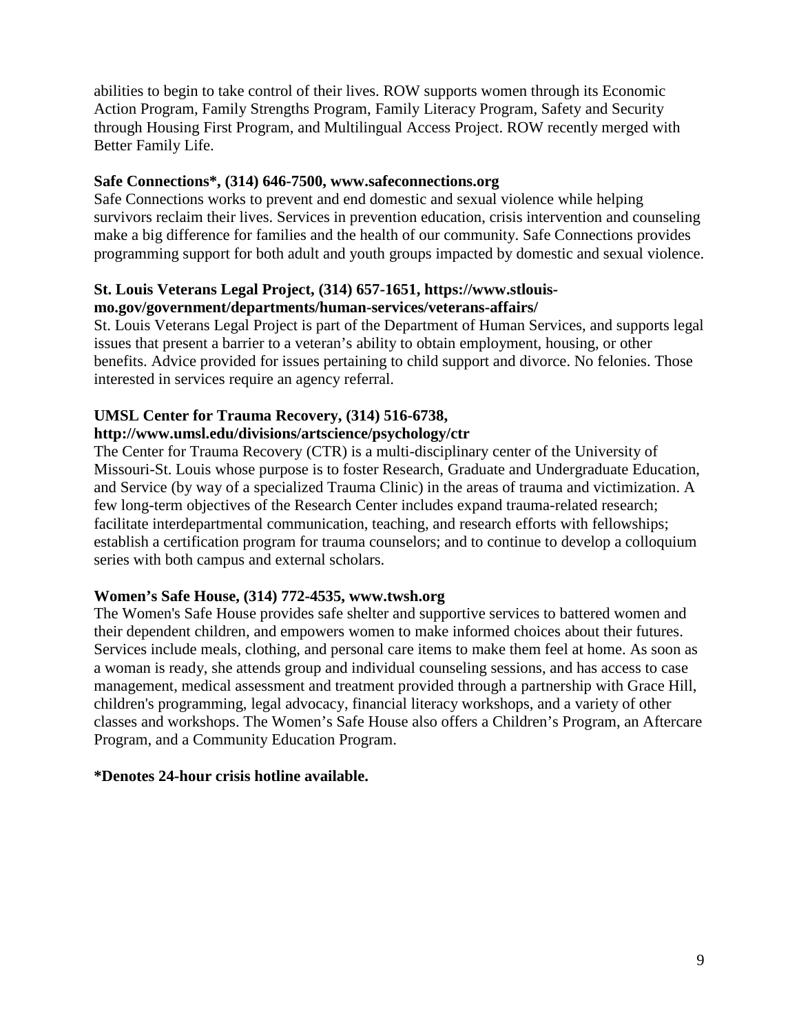abilities to begin to take control of their lives. ROW supports women through its Economic Action Program, Family Strengths Program, Family Literacy Program, Safety and Security through Housing First Program, and Multilingual Access Project. ROW recently merged with Better Family Life.

**Safe Connections*, (314) 646-7500, www.safeconnections.org**

Safe Connections works to prevent and end domestic and sexual violence while helping survivors reclaim their lives. Services in prevention education, crisis intervention and counseling make a big difference for families and the health of our community. Safe Connections provides programming support for both adult and youth groups impacted by domestic and sexual violence.

**St. Louis Veterans Legal Project, (314) 657-1651, https://www.stlouis-mo.gov/government/departments/human-services/veterans-affairs/**

St. Louis Veterans Legal Project is part of the Department of Human Services, and supports legal issues that present a barrier to a veteran's ability to obtain employment, housing, or other benefits. Advice provided for issues pertaining to child support and divorce. No felonies. Those interested in services require an agency referral.

**UMSL Center for Trauma Recovery, (314) 516-6738, http://www.umsl.edu/divisions/artscience/psychology/ctr**

The Center for Trauma Recovery (CTR) is a multi-disciplinary center of the University of Missouri-St. Louis whose purpose is to foster Research, Graduate and Undergraduate Education, and Service (by way of a specialized Trauma Clinic) in the areas of trauma and victimization. A few long-term objectives of the Research Center includes expand trauma-related research; facilitate interdepartmental communication, teaching, and research efforts with fellowships; establish a certification program for trauma counselors; and to continue to develop a colloquium series with both campus and external scholars.

**Women's Safe House, (314) 772-4535, www.twsh.org**

The Women's Safe House provides safe shelter and supportive services to battered women and their dependent children, and empowers women to make informed choices about their futures. Services include meals, clothing, and personal care items to make them feel at home. As soon as a woman is ready, she attends group and individual counseling sessions, and has access to case management, medical assessment and treatment provided through a partnership with Grace Hill, children's programming, legal advocacy, financial literacy workshops, and a variety of other classes and workshops. The Women's Safe House also offers a Children's Program, an Aftercare Program, and a Community Education Program.

***Denotes 24-hour crisis hotline available.**